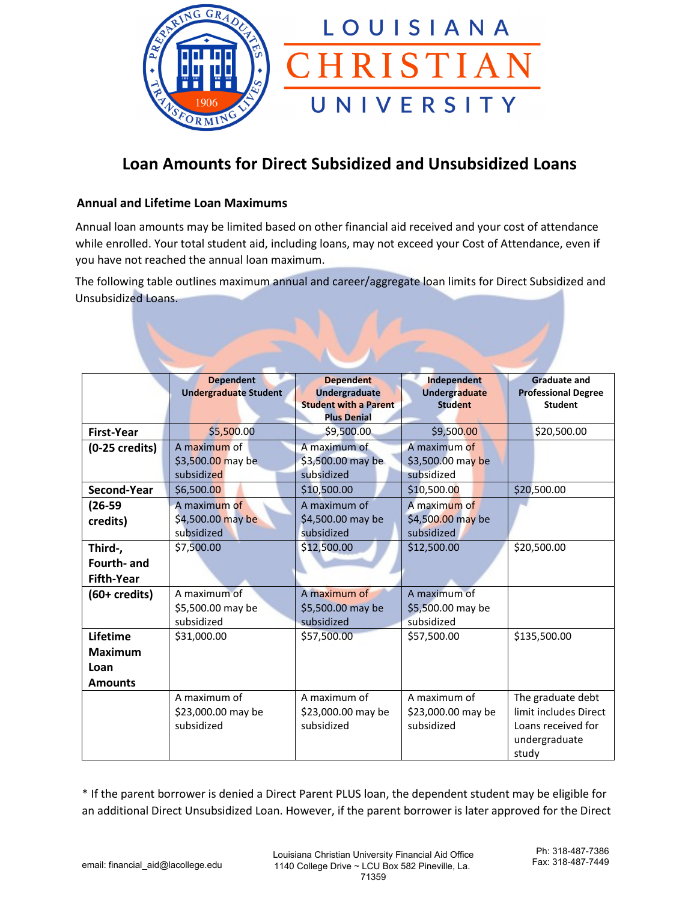# Loan Amounts for Direct Subsidized and Unsubsidized Loans

## Annual and Lifetime Loan Maximums

Annual loan amounts may be limited based on other financial aid received and your cost of attendance while enrolled. Your total student aid, including loans, may not exceed your Cost of Attendance, even if you have not reached the annual loan maximum.

The following table outlines maximum annual and career/aggregate loan limits for Direct Subsidized and Unsubsidized Loans.

| | Dependent Undergraduate Student | Dependent Undergraduate Student with a Parent Plus Denial | Independent Undergraduate Student | Graduate and Professional Degree Student |
|---|---|---|---|---|
| **First-Year** | $5,500.00 | $9,500.00 | $9,500.00 | $20,500.00 |
| **(0-25 credits)** | A maximum of $3,500.00 may be subsidized | A maximum of $3,500.00 may be subsidized | A maximum of $3,500.00 may be subsidized | |
| **Second-Year** | $6,500.00 | $10,500.00 | $10,500.00 | $20,500.00 |
| **(26-59 credits)** | A maximum of $4,500.00 may be subsidized | A maximum of $4,500.00 may be subsidized | A maximum of $4,500.00 may be subsidized | |
| **Third-, Fourth- and Fifth-Year** | $7,500.00 | $12,500.00 | $12,500.00 | $20,500.00 |
| **(60+ credits)** | A maximum of $5,500.00 may be subsidized | A maximum of $5,500.00 may be subsidized | A maximum of $5,500.00 may be subsidized | |
| **Lifetime Maximum Loan Amounts** | $31,000.00 | $57,500.00 | $57,500.00 | $135,500.00 |
| | A maximum of $23,000.00 may be subsidized | A maximum of $23,000.00 may be subsidized | A maximum of $23,000.00 may be subsidized | The graduate debt limit includes Direct Loans received for undergraduate study |

* If the parent borrower is denied a Direct Parent PLUS loan, the dependent student may be eligible for an additional Direct Unsubsidized Loan. However, if the parent borrower is later approved for the Direct

email: financial_aid@lacollege.edu

Louisiana Christian University Financial Aid Office
1140 College Drive ~ LCU Box 582 Pineville, La. 71359

Ph: 318-487-7386
Fax: 318-487-7449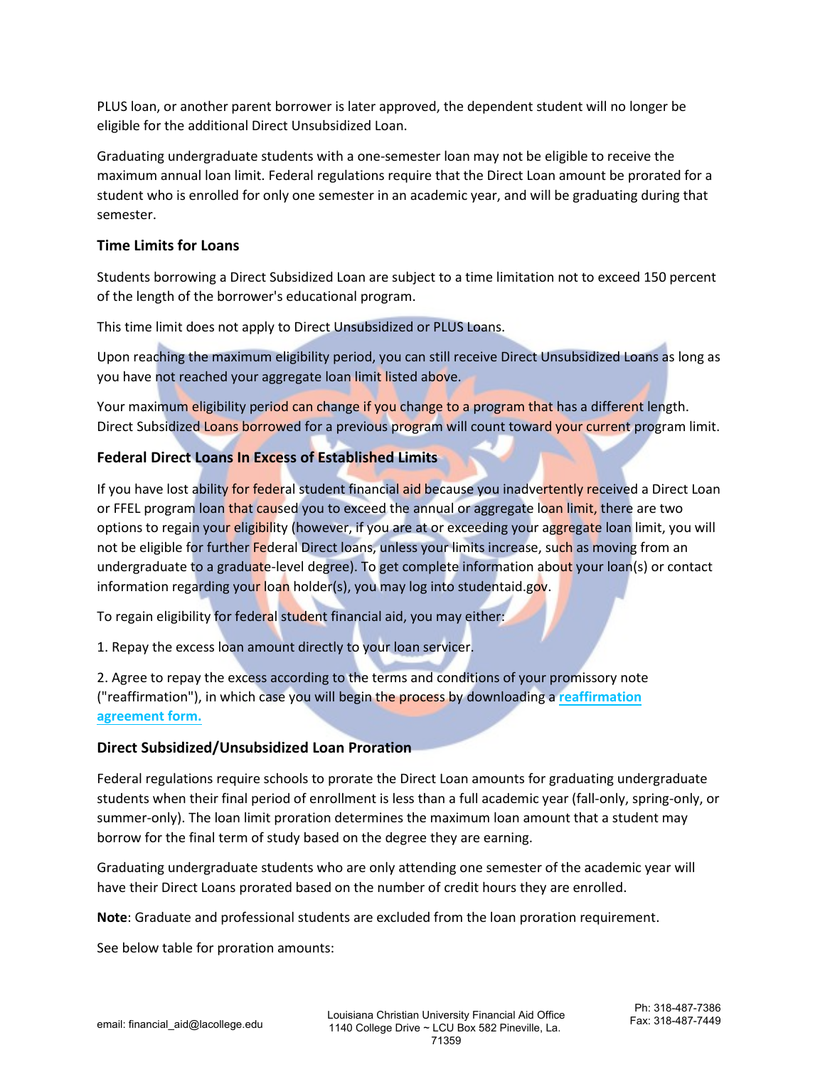PLUS loan, or another parent borrower is later approved, the dependent student will no longer be eligible for the additional Direct Unsubsidized Loan.

Graduating undergraduate students with a one-semester loan may not be eligible to receive the maximum annual loan limit. Federal regulations require that the Direct Loan amount be prorated for a student who is enrolled for only one semester in an academic year, and will be graduating during that semester.

### Time Limits for Loans

Students borrowing a Direct Subsidized Loan are subject to a time limitation not to exceed 150 percent of the length of the borrower's educational program.

This time limit does not apply to Direct Unsubsidized or PLUS Loans.

Upon reaching the maximum eligibility period, you can still receive Direct Unsubsidized Loans as long as you have not reached your aggregate loan limit listed above.

Your maximum eligibility period can change if you change to a program that has a different length. Direct Subsidized Loans borrowed for a previous program will count toward your current program limit.

### Federal Direct Loans In Excess of Established Limits

If you have lost ability for federal student financial aid because you inadvertently received a Direct Loan or FFEL program loan that caused you to exceed the annual or aggregate loan limit, there are two options to regain your eligibility (however, if you are at or exceeding your aggregate loan limit, you will not be eligible for further Federal Direct loans, unless your limits increase, such as moving from an undergraduate to a graduate-level degree). To get complete information about your loan(s) or contact information regarding your loan holder(s), you may log into studentaid.gov.

To regain eligibility for federal student financial aid, you may either:

1. Repay the excess loan amount directly to your loan servicer.

2. Agree to repay the excess according to the terms and conditions of your promissory note ("reaffirmation"), in which case you will begin the process by downloading a reaffirmation agreement form.

### Direct Subsidized/Unsubsidized Loan Proration

Federal regulations require schools to prorate the Direct Loan amounts for graduating undergraduate students when their final period of enrollment is less than a full academic year (fall-only, spring-only, or summer-only). The loan limit proration determines the maximum loan amount that a student may borrow for the final term of study based on the degree they are earning.

Graduating undergraduate students who are only attending one semester of the academic year will have their Direct Loans prorated based on the number of credit hours they are enrolled.

**Note**: Graduate and professional students are excluded from the loan proration requirement.

See below table for proration amounts: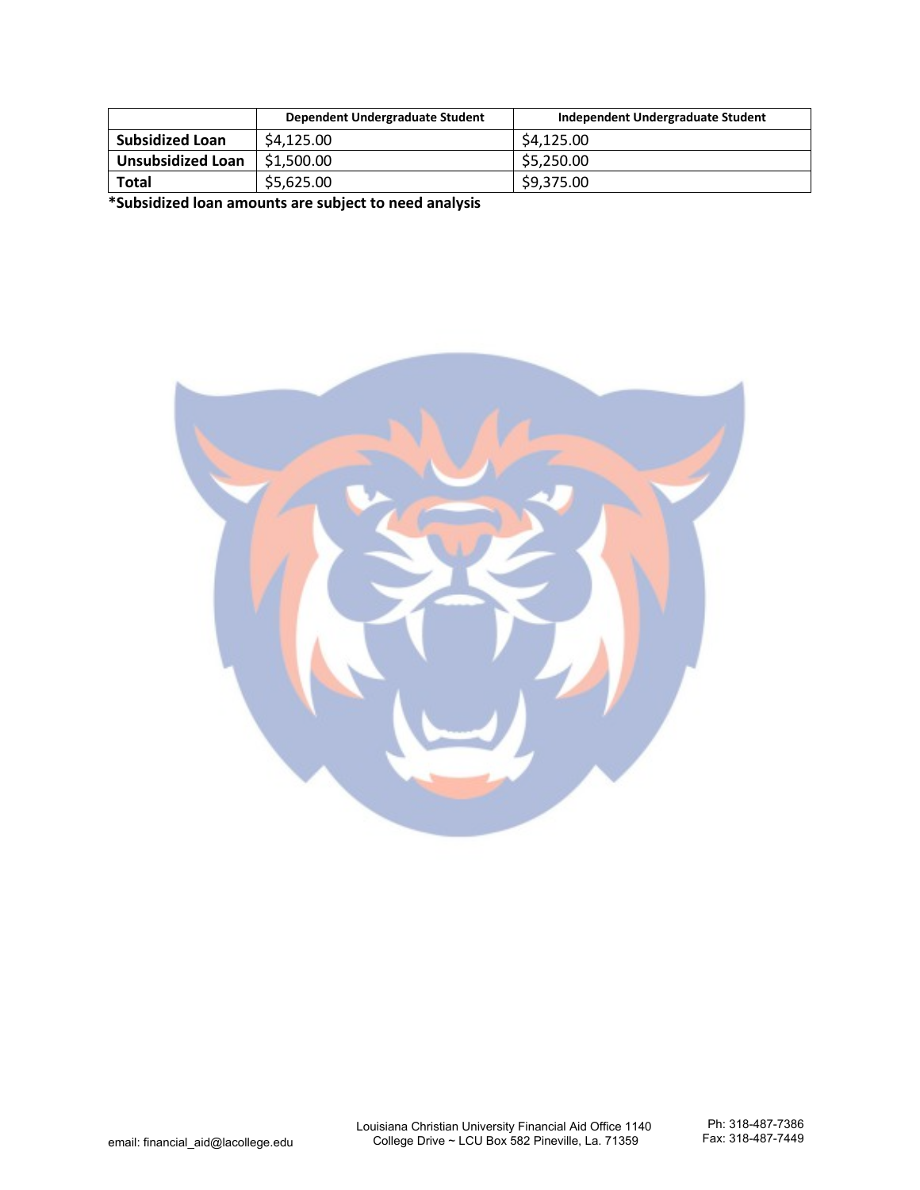| | Dependent Undergraduate Student | Independent Undergraduate Student |
|---|---|---|
| **Subsidized Loan** | $4,125.00 | $4,125.00 |
| **Unsubsidized Loan** | $1,500.00 | $5,250.00 |
| **Total** | $5,625.00 | $9,375.00 |

***Subsidized loan amounts are subject to need analysis**